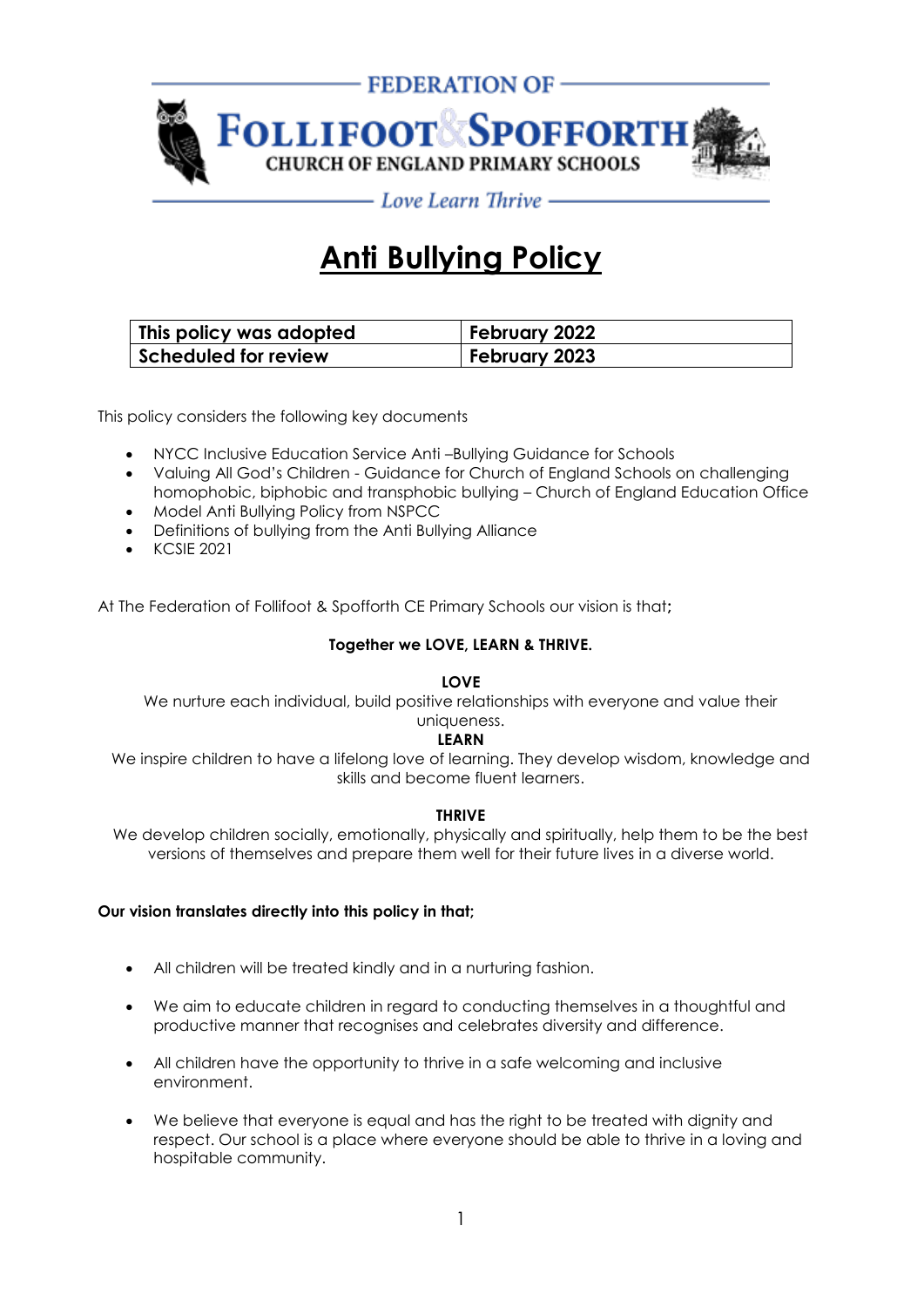FEDERATION OF

**FOLLIFOOT & SPOFFORTH**

CHURCH OF ENGLAND PRIMARY SCHOOLS

*Love Learn Thrive*

# Anti Bullying Policy

| This policy was adopted | February 2022 |
|---|---|
| Scheduled for review | February 2023 |

This policy considers the following key documents

- NYCC Inclusive Education Service Anti –Bullying Guidance for Schools
- Valuing All God's Children - Guidance for Church of England Schools on challenging homophobic, biphobic and transphobic bullying – Church of England Education Office
- Model Anti Bullying Policy from NSPCC
- Definitions of bullying from the Anti Bullying Alliance
- KCSIE 2021

At The Federation of Follifoot & Spofforth CE Primary Schools our vision is that**;**

**Together we LOVE, LEARN & THRIVE.**

**LOVE**

We nurture each individual, build positive relationships with everyone and value their uniqueness.

**LEARN**

We inspire children to have a lifelong love of learning. They develop wisdom, knowledge and skills and become fluent learners.

**THRIVE**

We develop children socially, emotionally, physically and spiritually, help them to be the best versions of themselves and prepare them well for their future lives in a diverse world.

**Our vision translates directly into this policy in that;**

- All children will be treated kindly and in a nurturing fashion.
- We aim to educate children in regard to conducting themselves in a thoughtful and productive manner that recognises and celebrates diversity and difference.
- All children have the opportunity to thrive in a safe welcoming and inclusive environment.
- We believe that everyone is equal and has the right to be treated with dignity and respect. Our school is a place where everyone should be able to thrive in a loving and hospitable community.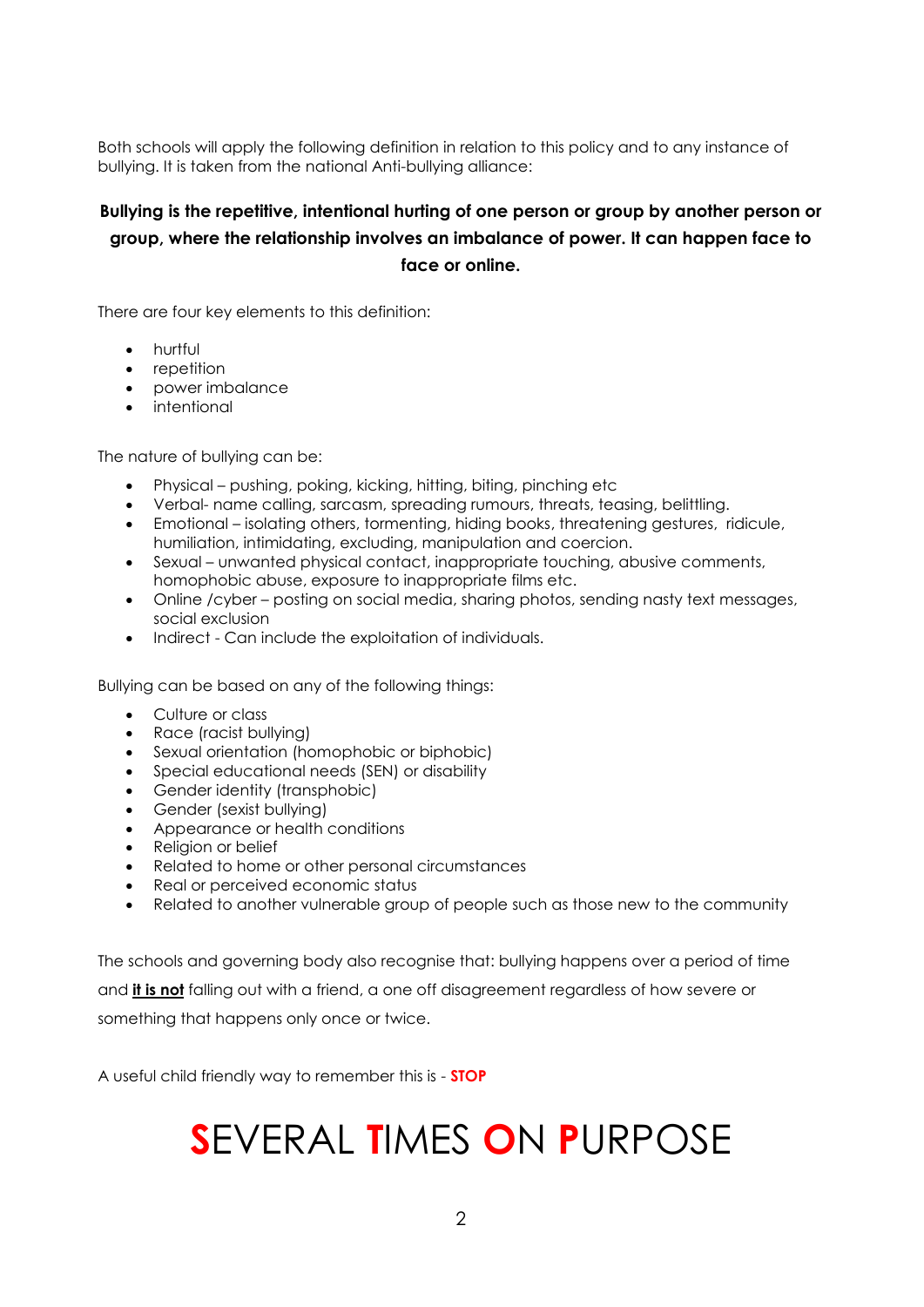Both schools will apply the following definition in relation to this policy and to any instance of bullying. It is taken from the national Anti-bullying alliance:

**Bullying is the repetitive, intentional hurting of one person or group by another person or group, where the relationship involves an imbalance of power. It can happen face to face or online.**

There are four key elements to this definition:

- hurtful
- repetition
- power imbalance
- intentional

The nature of bullying can be:

- Physical – pushing, poking, kicking, hitting, biting, pinching etc
- Verbal- name calling, sarcasm, spreading rumours, threats, teasing, belittling.
- Emotional – isolating others, tormenting, hiding books, threatening gestures, ridicule, humiliation, intimidating, excluding, manipulation and coercion.
- Sexual – unwanted physical contact, inappropriate touching, abusive comments, homophobic abuse, exposure to inappropriate films etc.
- Online /cyber – posting on social media, sharing photos, sending nasty text messages, social exclusion
- Indirect - Can include the exploitation of individuals.

Bullying can be based on any of the following things:

- Culture or class
- Race (racist bullying)
- Sexual orientation (homophobic or biphobic)
- Special educational needs (SEN) or disability
- Gender identity (transphobic)
- Gender (sexist bullying)
- Appearance or health conditions
- Religion or belief
- Related to home or other personal circumstances
- Real or perceived economic status
- Related to another vulnerable group of people such as those new to the community

The schools and governing body also recognise that: bullying happens over a period of time and ***it is not*** falling out with a friend, a one off disagreement regardless of how severe or something that happens only once or twice.

A useful child friendly way to remember this is - **STOP**

# **S**EVERAL **T**IMES **O**N **P**URPOSE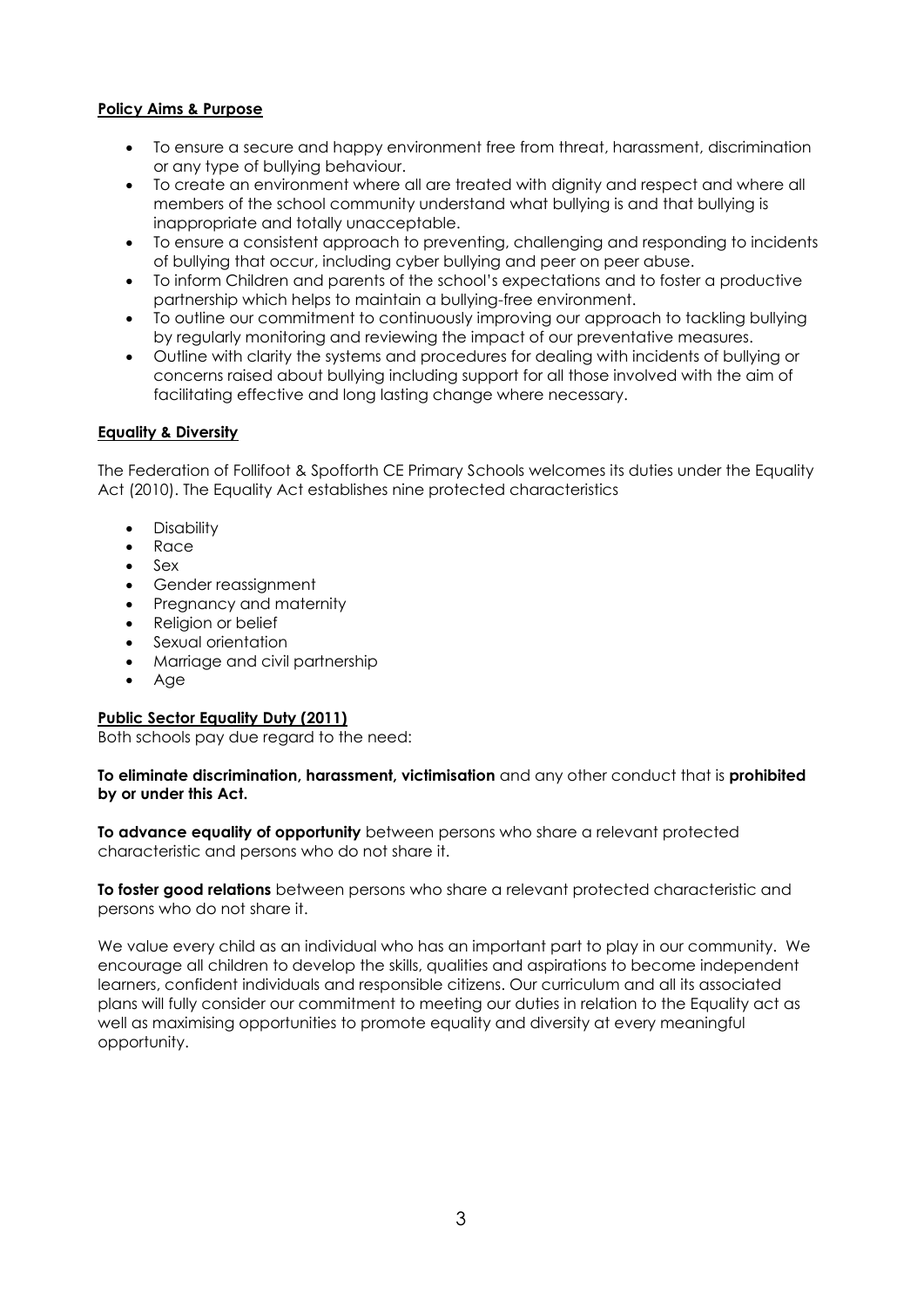**Policy Aims & Purpose**

- To ensure a secure and happy environment free from threat, harassment, discrimination or any type of bullying behaviour.
- To create an environment where all are treated with dignity and respect and where all members of the school community understand what bullying is and that bullying is inappropriate and totally unacceptable.
- To ensure a consistent approach to preventing, challenging and responding to incidents of bullying that occur, including cyber bullying and peer on peer abuse.
- To inform Children and parents of the school's expectations and to foster a productive partnership which helps to maintain a bullying-free environment.
- To outline our commitment to continuously improving our approach to tackling bullying by regularly monitoring and reviewing the impact of our preventative measures.
- Outline with clarity the systems and procedures for dealing with incidents of bullying or concerns raised about bullying including support for all those involved with the aim of facilitating effective and long lasting change where necessary.

**Equality & Diversity**

The Federation of Follifoot & Spofforth CE Primary Schools welcomes its duties under the Equality Act (2010). The Equality Act establishes nine protected characteristics

- Disability
- Race
- Sex
- Gender reassignment
- Pregnancy and maternity
- Religion or belief
- Sexual orientation
- Marriage and civil partnership
- Age

**Public Sector Equality Duty (2011)**

Both schools pay due regard to the need:

**To eliminate discrimination, harassment, victimisation** and any other conduct that is **prohibited by or under this Act.**

**To advance equality of opportunity** between persons who share a relevant protected characteristic and persons who do not share it.

**To foster good relations** between persons who share a relevant protected characteristic and persons who do not share it.

We value every child as an individual who has an important part to play in our community. We encourage all children to develop the skills, qualities and aspirations to become independent learners, confident individuals and responsible citizens. Our curriculum and all its associated plans will fully consider our commitment to meeting our duties in relation to the Equality act as well as maximising opportunities to promote equality and diversity at every meaningful opportunity.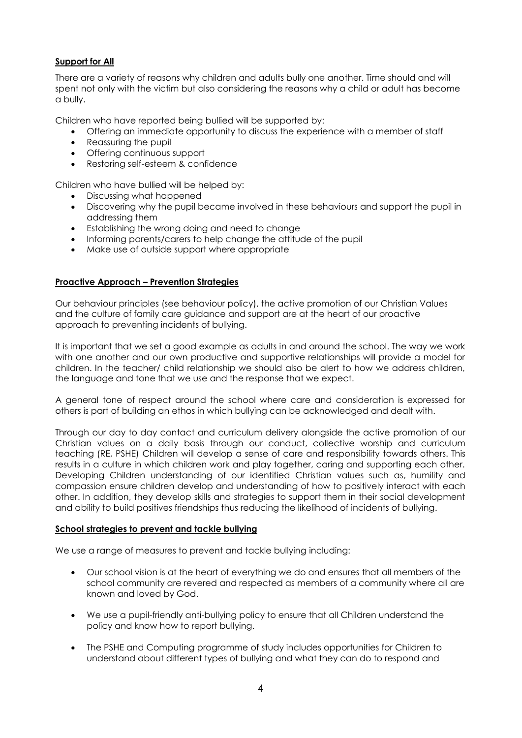**Support for All**

There are a variety of reasons why children and adults bully one another. Time should and will spent not only with the victim but also considering the reasons why a child or adult has become a bully.

Children who have reported being bullied will be supported by:

- Offering an immediate opportunity to discuss the experience with a member of staff
- Reassuring the pupil
- Offering continuous support
- Restoring self-esteem & confidence

Children who have bullied will be helped by:

- Discussing what happened
- Discovering why the pupil became involved in these behaviours and support the pupil in addressing them
- Establishing the wrong doing and need to change
- Informing parents/carers to help change the attitude of the pupil
- Make use of outside support where appropriate

**Proactive Approach – Prevention Strategies**

Our behaviour principles (see behaviour policy), the active promotion of our Christian Values and the culture of family care guidance and support are at the heart of our proactive approach to preventing incidents of bullying.

It is important that we set a good example as adults in and around the school. The way we work with one another and our own productive and supportive relationships will provide a model for children. In the teacher/ child relationship we should also be alert to how we address children, the language and tone that we use and the response that we expect.

A general tone of respect around the school where care and consideration is expressed for others is part of building an ethos in which bullying can be acknowledged and dealt with.

Through our day to day contact and curriculum delivery alongside the active promotion of our Christian values on a daily basis through our conduct, collective worship and curriculum teaching (RE, PSHE) Children will develop a sense of care and responsibility towards others. This results in a culture in which children work and play together, caring and supporting each other. Developing Children understanding of our identified Christian values such as, humility and compassion ensure children develop and understanding of how to positively interact with each other. In addition, they develop skills and strategies to support them in their social development and ability to build positives friendships thus reducing the likelihood of incidents of bullying.

**School strategies to prevent and tackle bullying**

We use a range of measures to prevent and tackle bullying including:

- Our school vision is at the heart of everything we do and ensures that all members of the school community are revered and respected as members of a community where all are known and loved by God.

- We use a pupil-friendly anti-bullying policy to ensure that all Children understand the policy and know how to report bullying.

- The PSHE and Computing programme of study includes opportunities for Children to understand about different types of bullying and what they can do to respond and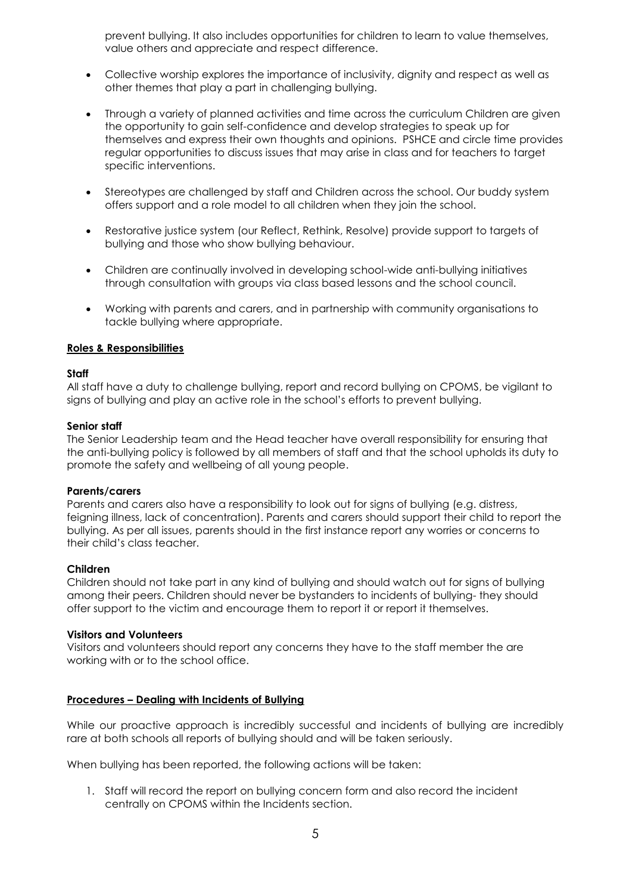prevent bullying. It also includes opportunities for children to learn to value themselves, value others and appreciate and respect difference.

- Collective worship explores the importance of inclusivity, dignity and respect as well as other themes that play a part in challenging bullying.
- Through a variety of planned activities and time across the curriculum Children are given the opportunity to gain self-confidence and develop strategies to speak up for themselves and express their own thoughts and opinions. PSHCE and circle time provides regular opportunities to discuss issues that may arise in class and for teachers to target specific interventions.
- Stereotypes are challenged by staff and Children across the school. Our buddy system offers support and a role model to all children when they join the school.
- Restorative justice system (our Reflect, Rethink, Resolve) provide support to targets of bullying and those who show bullying behaviour.
- Children are continually involved in developing school-wide anti-bullying initiatives through consultation with groups via class based lessons and the school council.
- Working with parents and carers, and in partnership with community organisations to tackle bullying where appropriate.

## Roles & Responsibilities

**Staff**

All staff have a duty to challenge bullying, report and record bullying on CPOMS, be vigilant to signs of bullying and play an active role in the school's efforts to prevent bullying.

**Senior staff**

The Senior Leadership team and the Head teacher have overall responsibility for ensuring that the anti-bullying policy is followed by all members of staff and that the school upholds its duty to promote the safety and wellbeing of all young people.

**Parents/carers**

Parents and carers also have a responsibility to look out for signs of bullying (e.g. distress, feigning illness, lack of concentration). Parents and carers should support their child to report the bullying. As per all issues, parents should in the first instance report any worries or concerns to their child's class teacher.

**Children**

Children should not take part in any kind of bullying and should watch out for signs of bullying among their peers. Children should never be bystanders to incidents of bullying- they should offer support to the victim and encourage them to report it or report it themselves.

**Visitors and Volunteers**

Visitors and volunteers should report any concerns they have to the staff member the are working with or to the school office.

## Procedures – Dealing with Incidents of Bullying

While our proactive approach is incredibly successful and incidents of bullying are incredibly rare at both schools all reports of bullying should and will be taken seriously.

When bullying has been reported, the following actions will be taken:

1. Staff will record the report on bullying concern form and also record the incident centrally on CPOMS within the Incidents section.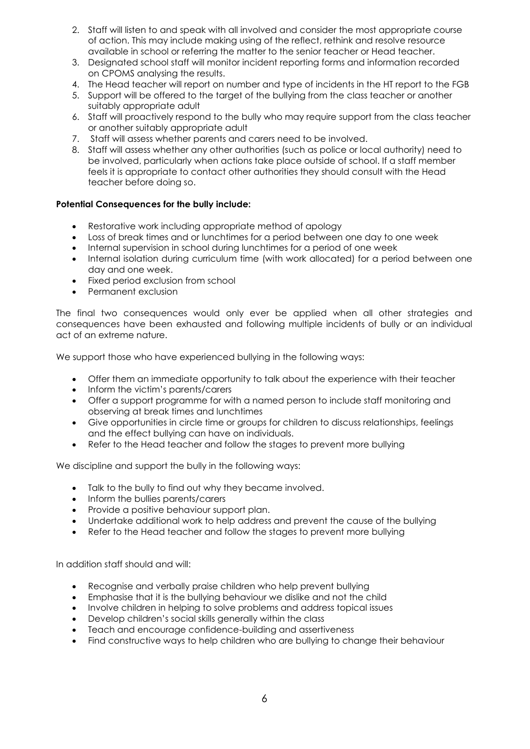2. Staff will listen to and speak with all involved and consider the most appropriate course of action. This may include making using of the reflect, rethink and resolve resource available in school or referring the matter to the senior teacher or Head teacher.
3. Designated school staff will monitor incident reporting forms and information recorded on CPOMS analysing the results.
4. The Head teacher will report on number and type of incidents in the HT report to the FGB
5. Support will be offered to the target of the bullying from the class teacher or another suitably appropriate adult
6. Staff will proactively respond to the bully who may require support from the class teacher or another suitably appropriate adult
7. Staff will assess whether parents and carers need to be involved.
8. Staff will assess whether any other authorities (such as police or local authority) need to be involved, particularly when actions take place outside of school. If a staff member feels it is appropriate to contact other authorities they should consult with the Head teacher before doing so.

**Potential Consequences for the bully include:**

- Restorative work including appropriate method of apology
- Loss of break times and or lunchtimes for a period between one day to one week
- Internal supervision in school during lunchtimes for a period of one week
- Internal isolation during curriculum time (with work allocated) for a period between one day and one week.
- Fixed period exclusion from school
- Permanent exclusion

The final two consequences would only ever be applied when all other strategies and consequences have been exhausted and following multiple incidents of bully or an individual act of an extreme nature.

We support those who have experienced bullying in the following ways:

- Offer them an immediate opportunity to talk about the experience with their teacher
- Inform the victim's parents/carers
- Offer a support programme for with a named person to include staff monitoring and observing at break times and lunchtimes
- Give opportunities in circle time or groups for children to discuss relationships, feelings and the effect bullying can have on individuals.
- Refer to the Head teacher and follow the stages to prevent more bullying

We discipline and support the bully in the following ways:

- Talk to the bully to find out why they became involved.
- Inform the bullies parents/carers
- Provide a positive behaviour support plan.
- Undertake additional work to help address and prevent the cause of the bullying
- Refer to the Head teacher and follow the stages to prevent more bullying

In addition staff should and will:

- Recognise and verbally praise children who help prevent bullying
- Emphasise that it is the bullying behaviour we dislike and not the child
- Involve children in helping to solve problems and address topical issues
- Develop children's social skills generally within the class
- Teach and encourage confidence-building and assertiveness
- Find constructive ways to help children who are bullying to change their behaviour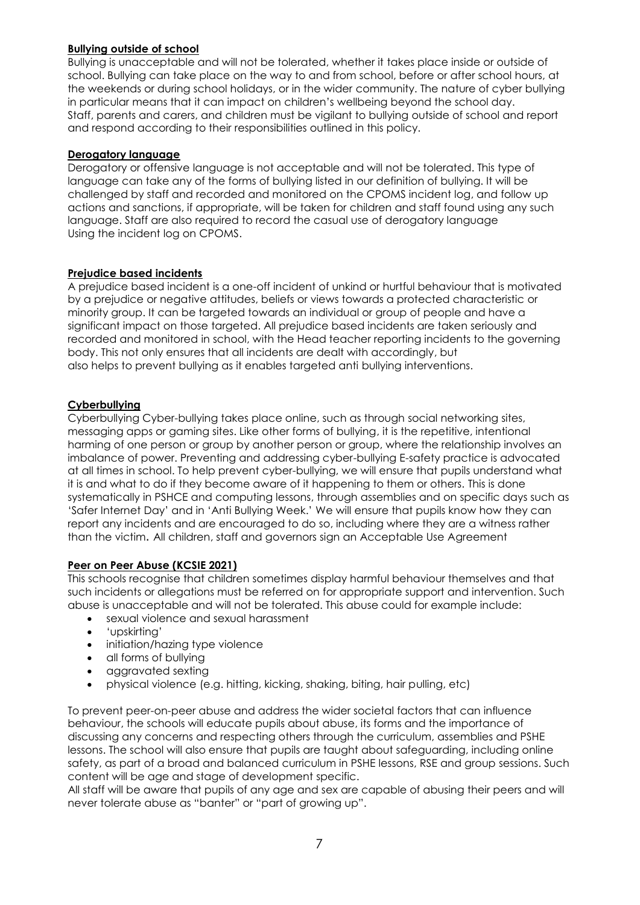**Bullying outside of school**

Bullying is unacceptable and will not be tolerated, whether it takes place inside or outside of school. Bullying can take place on the way to and from school, before or after school hours, at the weekends or during school holidays, or in the wider community. The nature of cyber bullying in particular means that it can impact on children's wellbeing beyond the school day. Staff, parents and carers, and children must be vigilant to bullying outside of school and report and respond according to their responsibilities outlined in this policy.

**Derogatory language**

Derogatory or offensive language is not acceptable and will not be tolerated. This type of language can take any of the forms of bullying listed in our definition of bullying. It will be challenged by staff and recorded and monitored on the CPOMS incident log, and follow up actions and sanctions, if appropriate, will be taken for children and staff found using any such language. Staff are also required to record the casual use of derogatory language Using the incident log on CPOMS.

**Prejudice based incidents**

A prejudice based incident is a one-off incident of unkind or hurtful behaviour that is motivated by a prejudice or negative attitudes, beliefs or views towards a protected characteristic or minority group. It can be targeted towards an individual or group of people and have a significant impact on those targeted. All prejudice based incidents are taken seriously and recorded and monitored in school, with the Head teacher reporting incidents to the governing body. This not only ensures that all incidents are dealt with accordingly, but also helps to prevent bullying as it enables targeted anti bullying interventions.

**Cyberbullying**

Cyberbullying Cyber-bullying takes place online, such as through social networking sites, messaging apps or gaming sites. Like other forms of bullying, it is the repetitive, intentional harming of one person or group by another person or group, where the relationship involves an imbalance of power. Preventing and addressing cyber-bullying E-safety practice is advocated at all times in school. To help prevent cyber-bullying, we will ensure that pupils understand what it is and what to do if they become aware of it happening to them or others. This is done systematically in PSHCE and computing lessons, through assemblies and on specific days such as 'Safer Internet Day' and in 'Anti Bullying Week.' We will ensure that pupils know how they can report any incidents and are encouraged to do so, including where they are a witness rather than the victim. All children, staff and governors sign an Acceptable Use Agreement

**Peer on Peer Abuse (KCSIE 2021)**

This schools recognise that children sometimes display harmful behaviour themselves and that such incidents or allegations must be referred on for appropriate support and intervention. Such abuse is unacceptable and will not be tolerated. This abuse could for example include:

- sexual violence and sexual harassment
- 'upskirting'
- initiation/hazing type violence
- all forms of bullying
- aggravated sexting
- physical violence (e.g. hitting, kicking, shaking, biting, hair pulling, etc)

To prevent peer-on-peer abuse and address the wider societal factors that can influence behaviour, the schools will educate pupils about abuse, its forms and the importance of discussing any concerns and respecting others through the curriculum, assemblies and PSHE lessons. The school will also ensure that pupils are taught about safeguarding, including online safety, as part of a broad and balanced curriculum in PSHE lessons, RSE and group sessions. Such content will be age and stage of development specific.

All staff will be aware that pupils of any age and sex are capable of abusing their peers and will never tolerate abuse as "banter" or "part of growing up".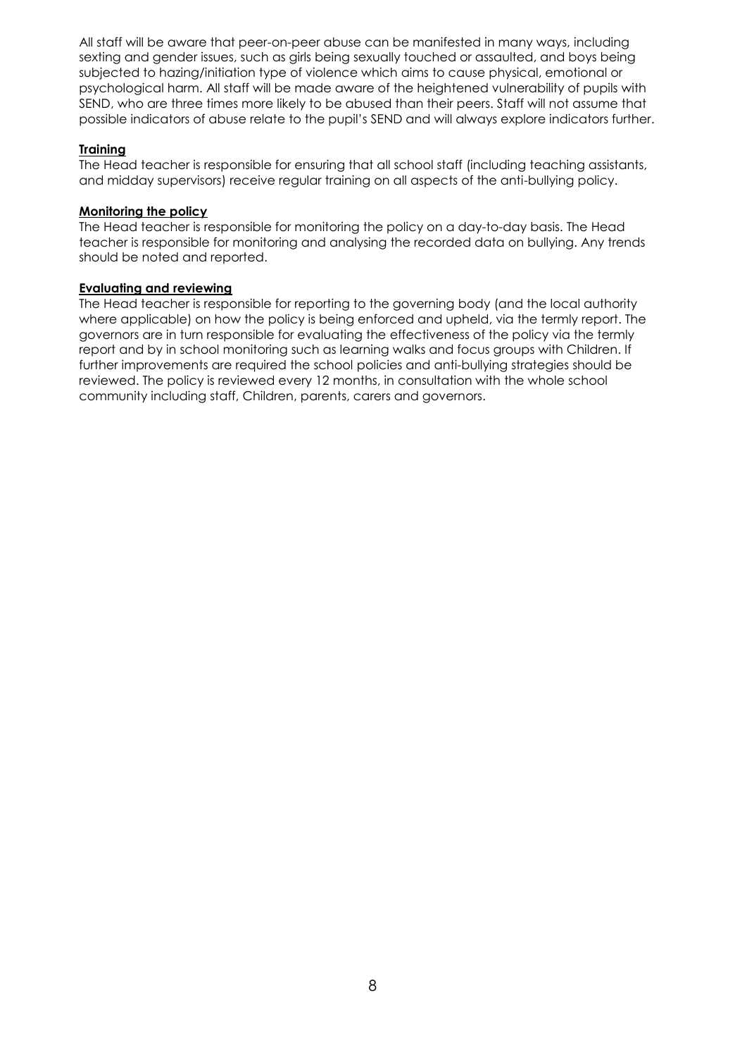All staff will be aware that peer-on-peer abuse can be manifested in many ways, including sexting and gender issues, such as girls being sexually touched or assaulted, and boys being subjected to hazing/initiation type of violence which aims to cause physical, emotional or psychological harm. All staff will be made aware of the heightened vulnerability of pupils with SEND, who are three times more likely to be abused than their peers. Staff will not assume that possible indicators of abuse relate to the pupil's SEND and will always explore indicators further.

### Training

The Head teacher is responsible for ensuring that all school staff (including teaching assistants, and midday supervisors) receive regular training on all aspects of the anti-bullying policy.

### Monitoring the policy

The Head teacher is responsible for monitoring the policy on a day-to-day basis. The Head teacher is responsible for monitoring and analysing the recorded data on bullying. Any trends should be noted and reported.

### Evaluating and reviewing

The Head teacher is responsible for reporting to the governing body (and the local authority where applicable) on how the policy is being enforced and upheld, via the termly report. The governors are in turn responsible for evaluating the effectiveness of the policy via the termly report and by in school monitoring such as learning walks and focus groups with Children. If further improvements are required the school policies and anti-bullying strategies should be reviewed. The policy is reviewed every 12 months, in consultation with the whole school community including staff, Children, parents, carers and governors.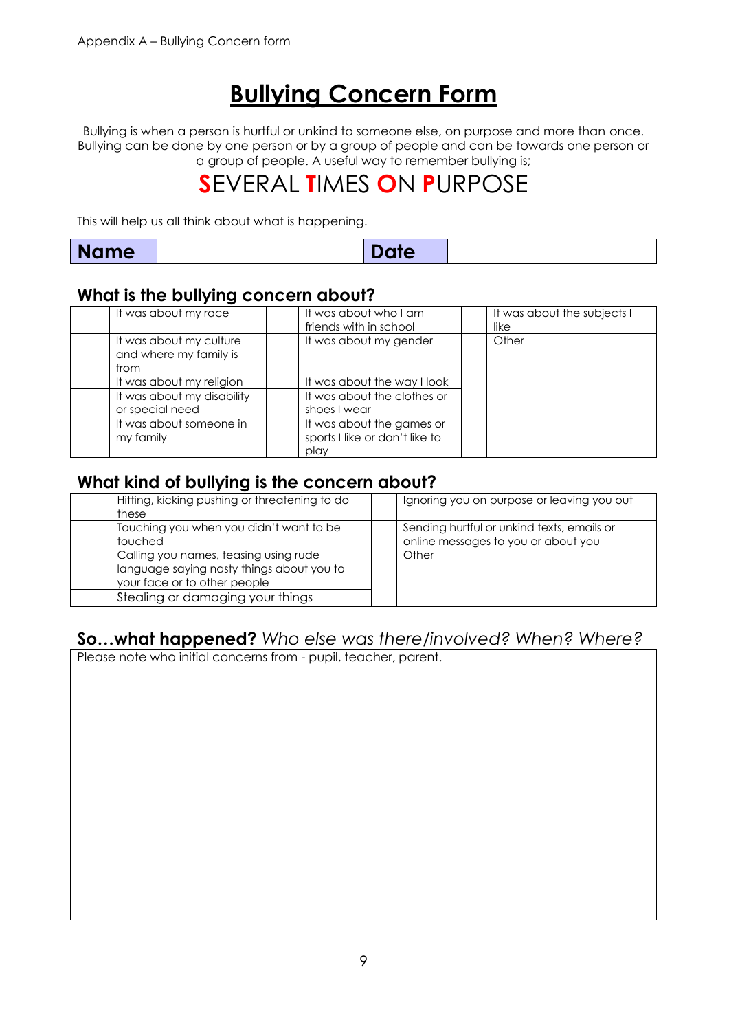Appendix A – Bullying Concern form

# Bullying Concern Form

Bullying is when a person is hurtful or unkind to someone else, on purpose and more than once. Bullying can be done by one person or by a group of people and can be towards one person or a group of people. A useful way to remember bullying is;

## SEVERAL TIMES ON PURPOSE

This will help us all think about what is happening.

| **Name** | | **Date** | |
|---|---|---|---|

### What is the bullying concern about?

| | It was about my race | | It was about who I am friends with in school | | It was about the subjects I like |
|---|---|---|---|---|---|
| | It was about my culture and where my family is from | | It was about my gender | | Other |
| | It was about my religion | | It was about the way I look | | |
| | It was about my disability or special need | | It was about the clothes or shoes I wear | | |
| | It was about someone in my family | | It was about the games or sports I like or don't like to play | | |

### What kind of bullying is the concern about?

| | Hitting, kicking pushing or threatening to do these | | Ignoring you on purpose or leaving you out |
|---|---|---|---|
| | Touching you when you didn't want to be touched | | Sending hurtful or unkind texts, emails or online messages to you or about you |
| | Calling you names, teasing using rude language saying nasty things about you to your face or to other people | | Other |
| | Stealing or damaging your things | | |

### So…what happened? *Who else was there/involved? When? Where?*

Please note who initial concerns from - pupil, teacher, parent.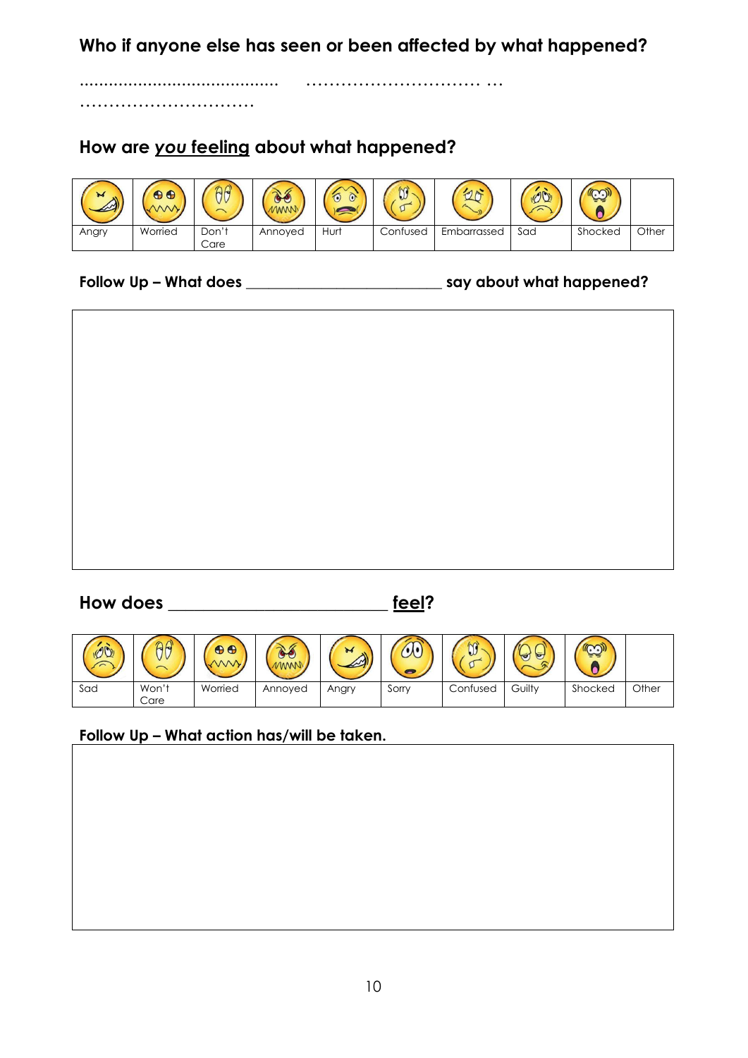**Who if anyone else has seen or been affected by what happened?**

........................................ ………………………… …
…………………………

**How are *you* feeling about what happened?**

| | | | | | | | | | |
|---|---|---|---|---|---|---|---|---|---|
| Angry | Worried | Don't Care | Annoyed | Hurt | Confused | Embarrassed | Sad | Shocked | Other |

**Follow Up – What does ________________________ say about what happened?**

| |
|---|
| |

**How does ________________________ feel?**

| | | | | | | | | | |
|---|---|---|---|---|---|---|---|---|---|
| Sad | Won't Care | Worried | Annoyed | Angry | Sorry | Confused | Guilty | Shocked | Other |

**Follow Up – What action has/will be taken.**

| |
|---|
| |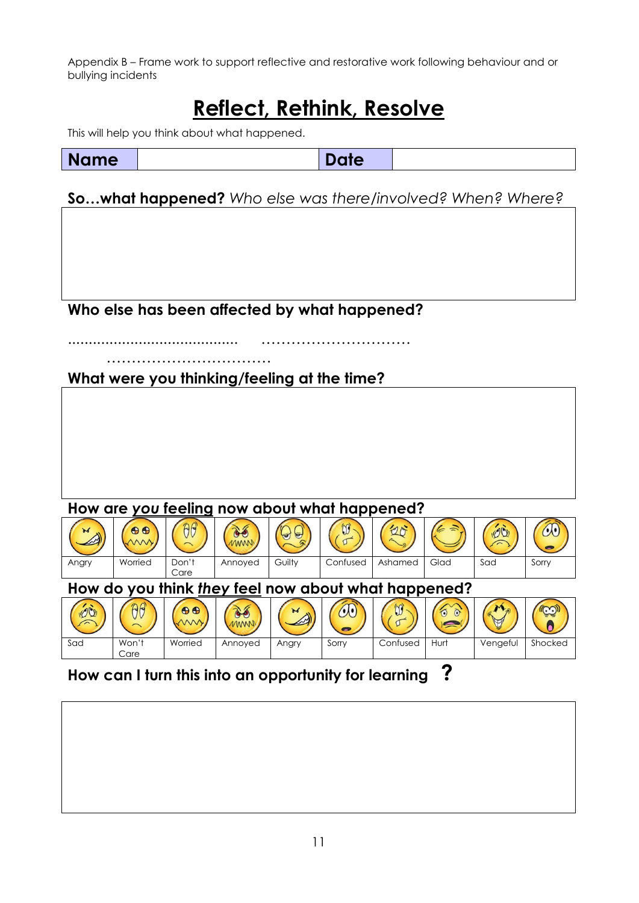Appendix B – Frame work to support reflective and restorative work following behaviour and or bullying incidents

# Reflect, Rethink, Resolve

This will help you think about what happened.

| **Name** | | **Date** | |
|---|---|---|---|

**So…what happened?** *Who else was there/involved? When? Where?*

| |
|---|
| |

**Who else has been affected by what happened?**

……………………………… ………………………… ……………………………

**What were you thinking/feeling at the time?**

| |
|---|
| |

**How are *you* feeling now about what happened?**

| Angry | Worried | Don't Care | Annoyed | Guilty | Confused | Ashamed | Glad | Sad | Sorry |
|---|---|---|---|---|---|---|---|---|---|

**How do you think *they* feel now about what happened?**

| Sad | Won't Care | Worried | Annoyed | Angry | Sorry | Confused | Hurt | Vengeful | Shocked |
|---|---|---|---|---|---|---|---|---|---|

**How can I turn this into an opportunity for learning ?**

| |
|---|
| |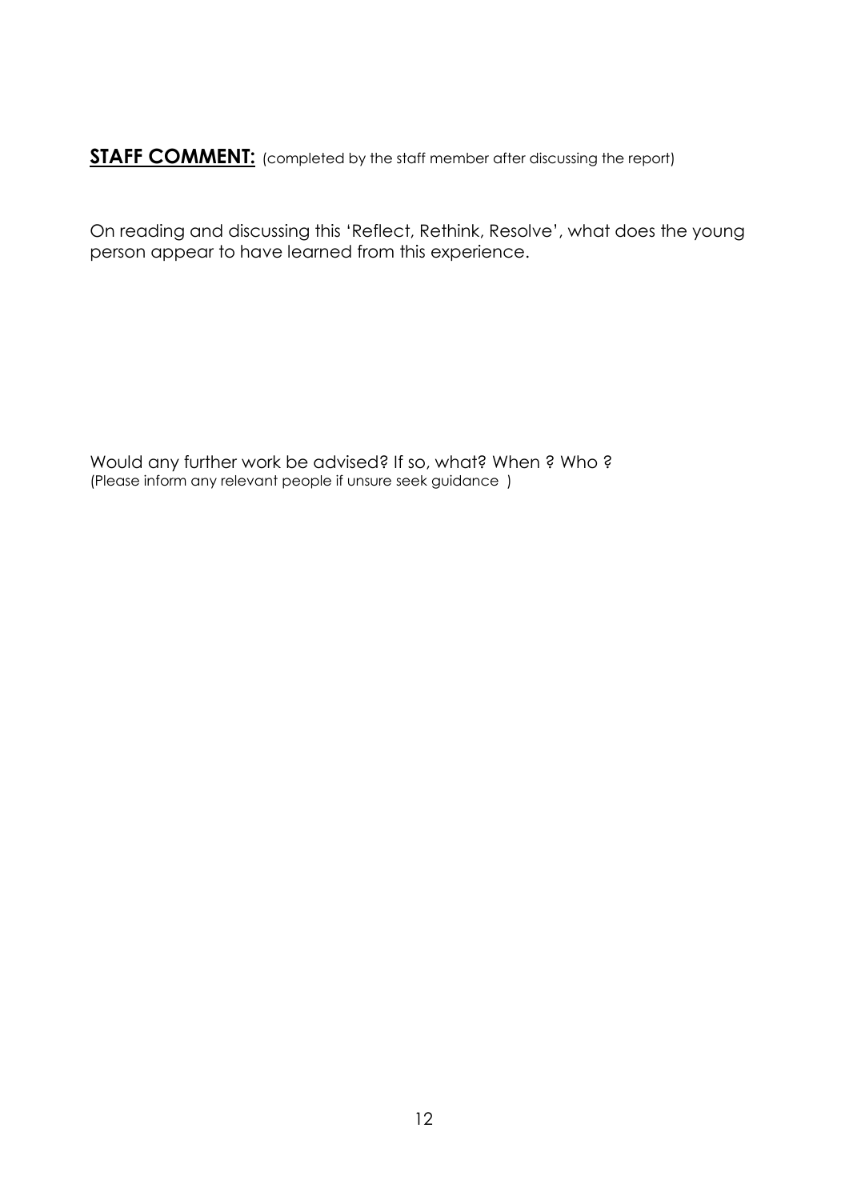**STAFF COMMENT:** (completed by the staff member after discussing the report)

On reading and discussing this 'Reflect, Rethink, Resolve', what does the young person appear to have learned from this experience.

Would any further work be advised? If so, what? When ? Who ?
(Please inform any relevant people if unsure seek guidance )